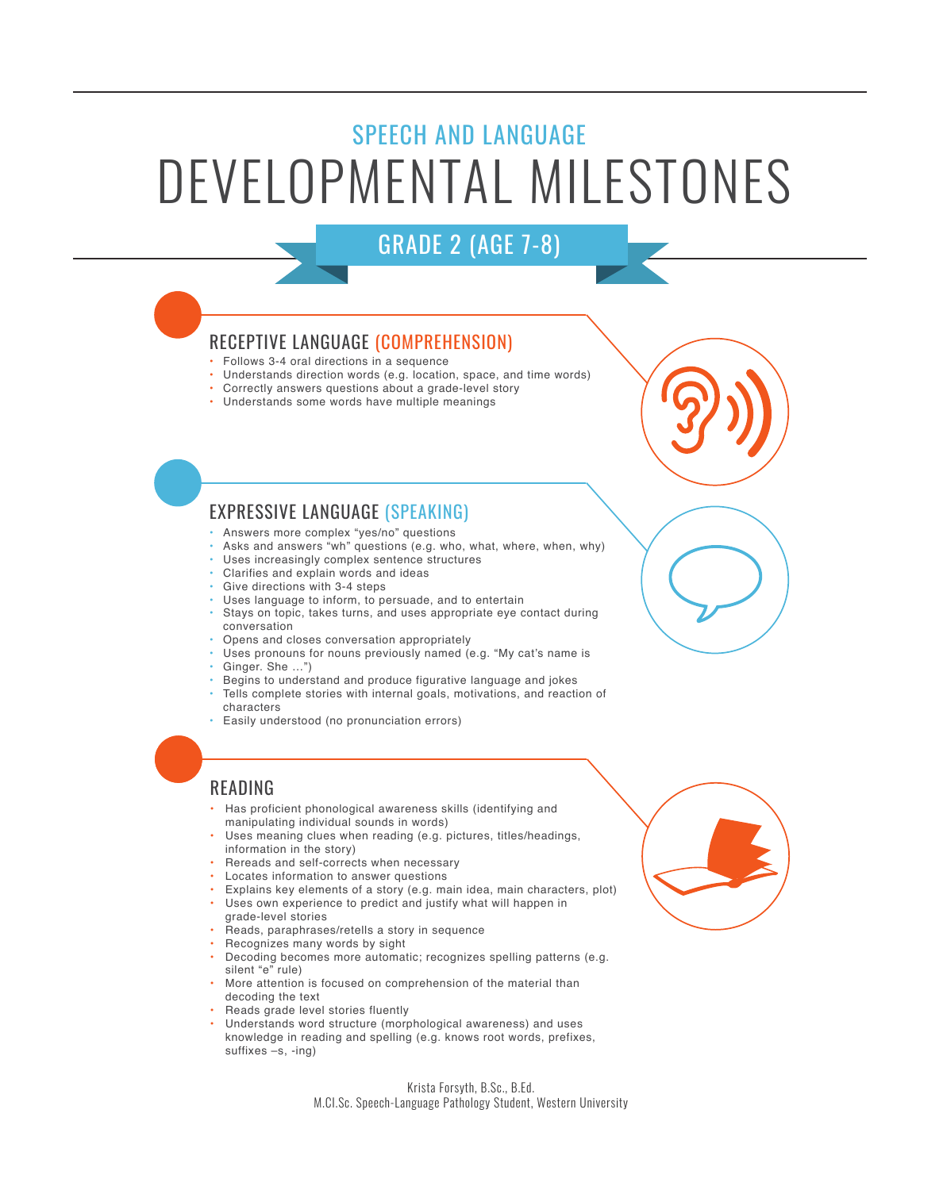## SPEECH AND LANGUAGE

# DEVELOPMENTAL MILESTONES

## GRADE 2 (AGE 7-8)

### RECEPTIVE LANGUAGE (COMPREHENSION)

- Follows 3-4 oral directions in a sequence
- Understands direction words (e.g. location, space, and time words)
- Correctly answers questions about a grade-level story
- Understands some words have multiple meanings

### EXPRESSIVE LANGUAGE (SPEAKING)

- Answers more complex "yes/no" questions
- Asks and answers "wh" questions (e.g. who, what, where, when, why)
- Uses increasingly complex sentence structures
- Clarifies and explain words and ideas
- Give directions with 3-4 steps
- Uses language to inform, to persuade, and to entertain
- Stays on topic, takes turns, and uses appropriate eye contact during conversation
- Opens and closes conversation appropriately
- Uses pronouns for nouns previously named (e.g. "My cat's name is
- Ginger. She …")
- Begins to understand and produce figurative language and jokes
- Tells complete stories with internal goals, motivations, and reaction of characters
- Easily understood (no pronunciation errors)

### READING

- Has proficient phonological awareness skills (identifying and manipulating individual sounds in words)
- Uses meaning clues when reading (e.g. pictures, titles/headings, information in the story)
- Rereads and self-corrects when necessary
- Locates information to answer questions
- Explains key elements of a story (e.g. main idea, main characters, plot)
- Uses own experience to predict and justify what will happen in grade-level stories
- Reads, paraphrases/retells a story in sequence
- Recognizes many words by sight
- Decoding becomes more automatic; recognizes spelling patterns (e.g. silent "e" rule)
- More attention is focused on comprehension of the material than decoding the text
- Reads grade level stories fluently
- Understands word structure (morphological awareness) and uses knowledge in reading and spelling (e.g. knows root words, prefixes, suffixes –s, -ing)

Krista Forsyth, B.Sc., B.Ed.
M.Cl.Sc. Speech-Language Pathology Student, Western University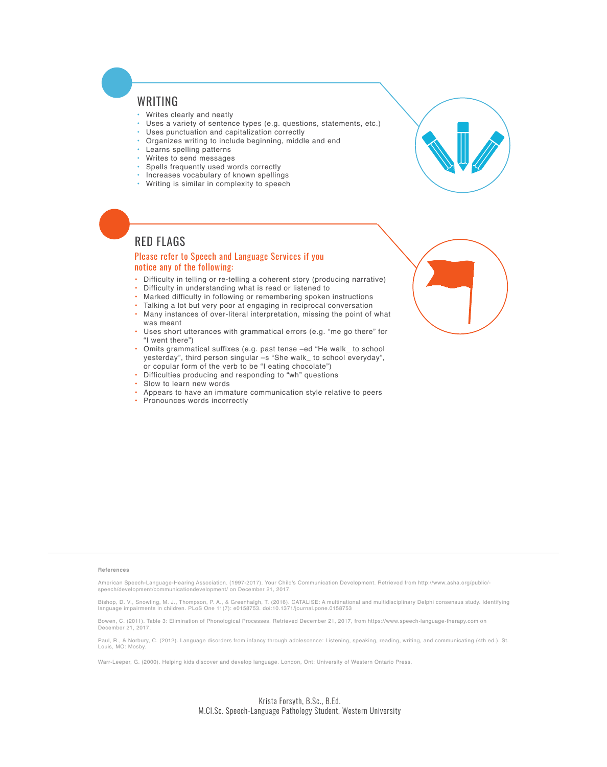## WRITING

- Writes clearly and neatly
- Uses a variety of sentence types (e.g. questions, statements, etc.)
- Uses punctuation and capitalization correctly
- Organizes writing to include beginning, middle and end
- Learns spelling patterns
- Writes to send messages
- Spells frequently used words correctly
- Increases vocabulary of known spellings
- Writing is similar in complexity to speech

## RED FLAGS

### Please refer to Speech and Language Services if you notice any of the following:

- Difficulty in telling or re-telling a coherent story (producing narrative)
- Difficulty in understanding what is read or listened to
- Marked difficulty in following or remembering spoken instructions
- Talking a lot but very poor at engaging in reciprocal conversation
- Many instances of over-literal interpretation, missing the point of what was meant
- Uses short utterances with grammatical errors (e.g. "me go there" for "I went there")
- Omits grammatical suffixes (e.g. past tense –ed "He walk_ to school yesterday", third person singular –s "She walk_ to school everyday", or copular form of the verb to be "I eating chocolate")
- Difficulties producing and responding to "wh" questions
- Slow to learn new words
- Appears to have an immature communication style relative to peers
- Pronounces words incorrectly

---

**References**

American Speech-Language-Hearing Association. (1997-2017). Your Child's Communication Development. Retrieved from http://www.asha.org/public/-speech/development/communicationdevelopment/ on December 21, 2017.

Bishop, D. V., Snowling, M. J., Thompson, P. A., & Greenhalgh, T. (2016). CATALISE: A multinational and multidisciplinary Delphi consensus study. Identifying language impairments in children. PLoS One 11(7): e0158753. doi:10.1371/journal.pone.0158753

Bowen, C. (2011). Table 3: Elimination of Phonological Processes. Retrieved December 21, 2017, from https://www.speech-language-therapy.com on December 21, 2017.

Paul, R., & Norbury, C. (2012). Language disorders from infancy through adolescence: Listening, speaking, reading, writing, and communicating (4th ed.). St. Louis, MO: Mosby.

Warr-Leeper, G. (2000). Helping kids discover and develop language. London, Ont: University of Western Ontario Press.

Krista Forsyth, B.Sc., B.Ed.
M.Cl.Sc. Speech-Language Pathology Student, Western University